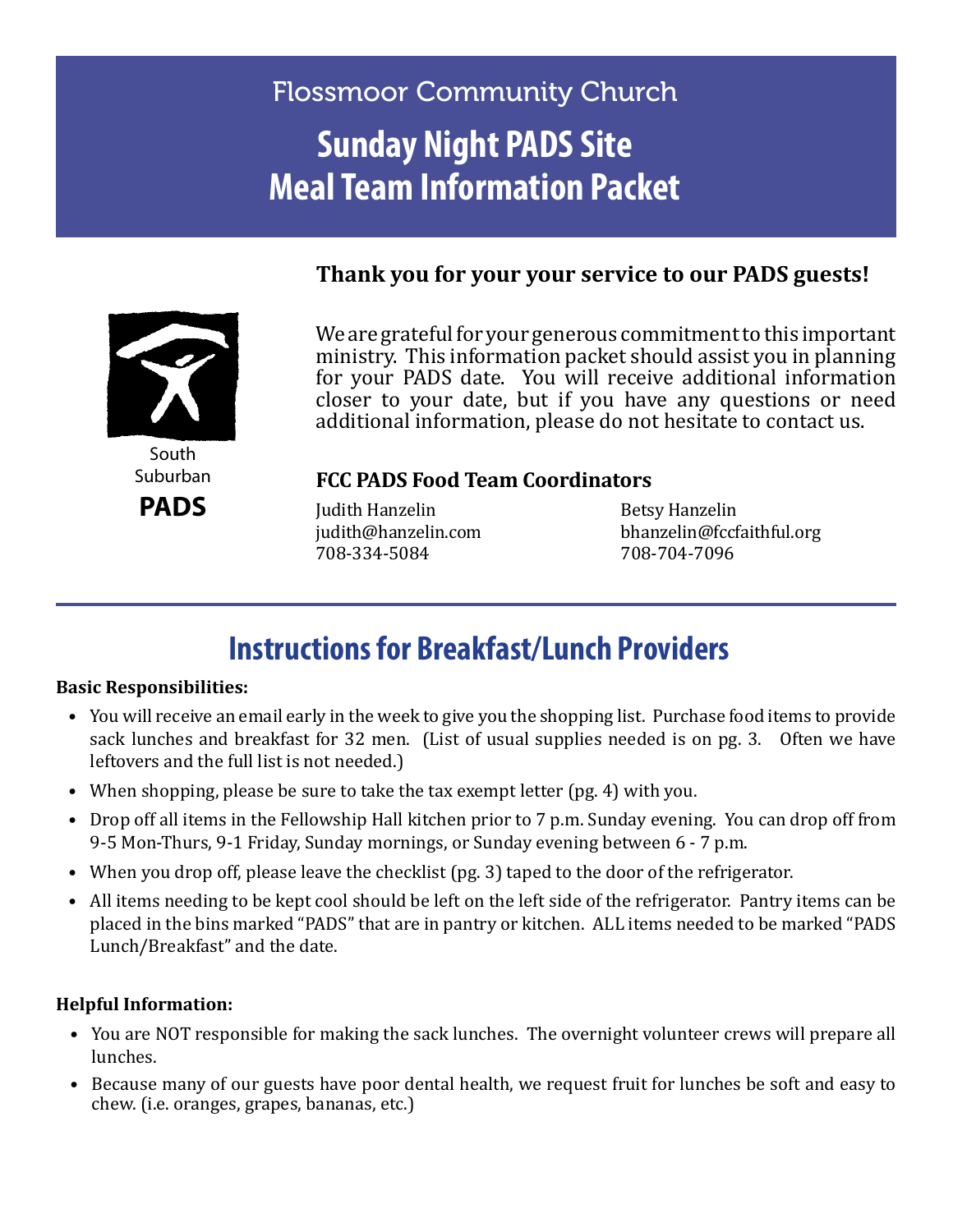Flossmoor Community Church

# Sunday Night PADS Site
# Meal Team Information Packet

South Suburban **PADS**

### Thank you for your your service to our PADS guests!

We are grateful for your generous commitment to this important ministry. This information packet should assist you in planning for your PADS date. You will receive additional information closer to your date, but if you have any questions or need additional information, please do not hesitate to contact us.

### FCC PADS Food Team Coordinators

Judith Hanzelin
judith@hanzelin.com
708-334-5084

Betsy Hanzelin
bhanzelin@fccfaithful.org
708-704-7096

## Instructions for Breakfast/Lunch Providers

**Basic Responsibilities:**

- You will receive an email early in the week to give you the shopping list. Purchase food items to provide sack lunches and breakfast for 32 men. (List of usual supplies needed is on pg. 3. Often we have leftovers and the full list is not needed.)
- When shopping, please be sure to take the tax exempt letter (pg. 4) with you.
- Drop off all items in the Fellowship Hall kitchen prior to 7 p.m. Sunday evening. You can drop off from 9-5 Mon-Thurs, 9-1 Friday, Sunday mornings, or Sunday evening between 6 - 7 p.m.
- When you drop off, please leave the checklist (pg. 3) taped to the door of the refrigerator.
- All items needing to be kept cool should be left on the left side of the refrigerator. Pantry items can be placed in the bins marked "PADS" that are in pantry or kitchen. ALL items needed to be marked "PADS Lunch/Breakfast" and the date.

**Helpful Information:**

- You are NOT responsible for making the sack lunches. The overnight volunteer crews will prepare all lunches.
- Because many of our guests have poor dental health, we request fruit for lunches be soft and easy to chew. (i.e. oranges, grapes, bananas, etc.)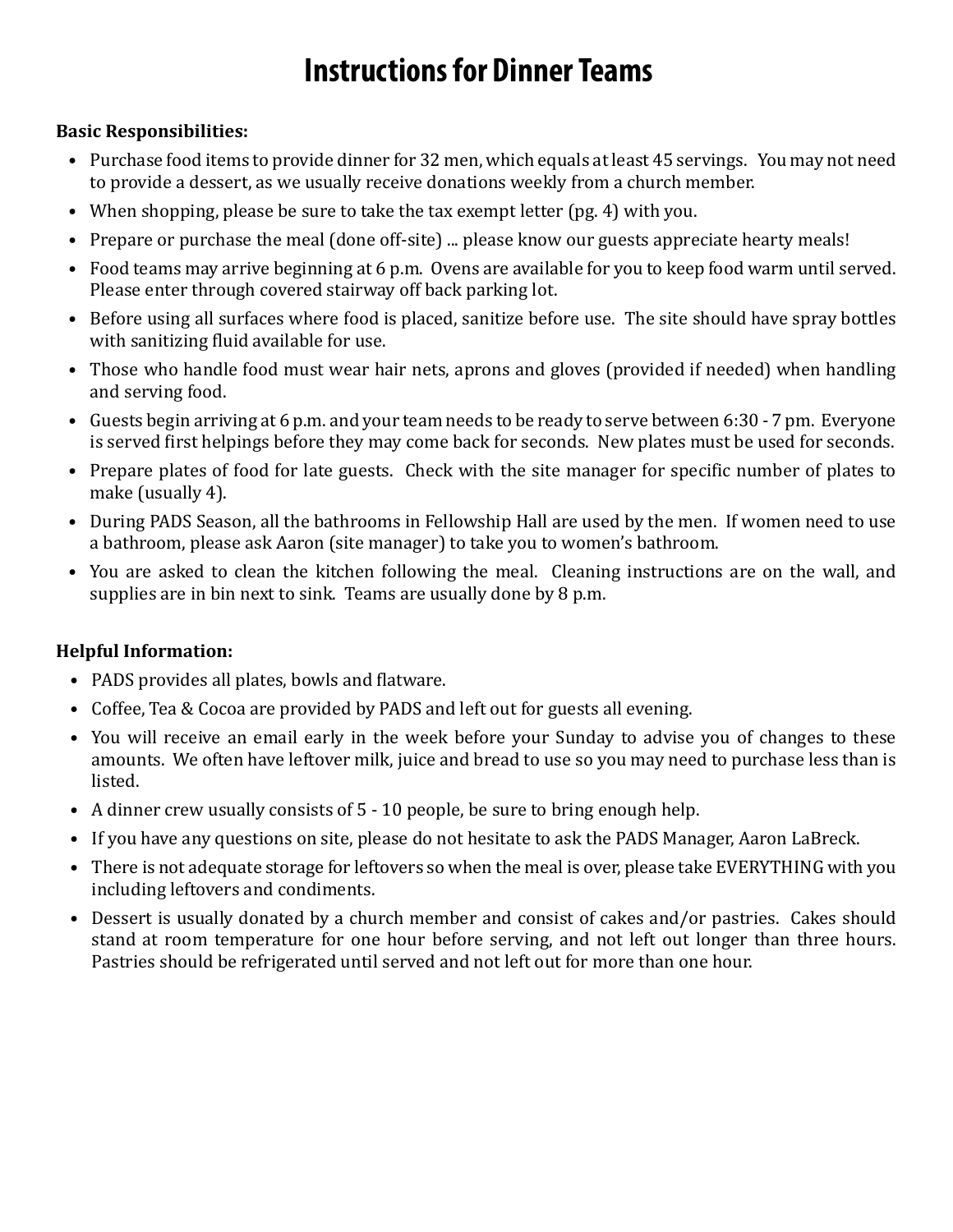# Instructions for Dinner Teams

**Basic Responsibilities:**

- Purchase food items to provide dinner for 32 men, which equals at least 45 servings. You may not need to provide a dessert, as we usually receive donations weekly from a church member.
- When shopping, please be sure to take the tax exempt letter (pg. 4) with you.
- Prepare or purchase the meal (done off-site) ... please know our guests appreciate hearty meals!
- Food teams may arrive beginning at 6 p.m. Ovens are available for you to keep food warm until served. Please enter through covered stairway off back parking lot.
- Before using all surfaces where food is placed, sanitize before use. The site should have spray bottles with sanitizing fluid available for use.
- Those who handle food must wear hair nets, aprons and gloves (provided if needed) when handling and serving food.
- Guests begin arriving at 6 p.m. and your team needs to be ready to serve between 6:30 - 7 pm. Everyone is served first helpings before they may come back for seconds. New plates must be used for seconds.
- Prepare plates of food for late guests. Check with the site manager for specific number of plates to make (usually 4).
- During PADS Season, all the bathrooms in Fellowship Hall are used by the men. If women need to use a bathroom, please ask Aaron (site manager) to take you to women's bathroom.
- You are asked to clean the kitchen following the meal. Cleaning instructions are on the wall, and supplies are in bin next to sink. Teams are usually done by 8 p.m.

**Helpful Information:**

- PADS provides all plates, bowls and flatware.
- Coffee, Tea & Cocoa are provided by PADS and left out for guests all evening.
- You will receive an email early in the week before your Sunday to advise you of changes to these amounts. We often have leftover milk, juice and bread to use so you may need to purchase less than is listed.
- A dinner crew usually consists of 5 - 10 people, be sure to bring enough help.
- If you have any questions on site, please do not hesitate to ask the PADS Manager, Aaron LaBreck.
- There is not adequate storage for leftovers so when the meal is over, please take EVERYTHING with you including leftovers and condiments.
- Dessert is usually donated by a church member and consist of cakes and/or pastries. Cakes should stand at room temperature for one hour before serving, and not left out longer than three hours. Pastries should be refrigerated until served and not left out for more than one hour.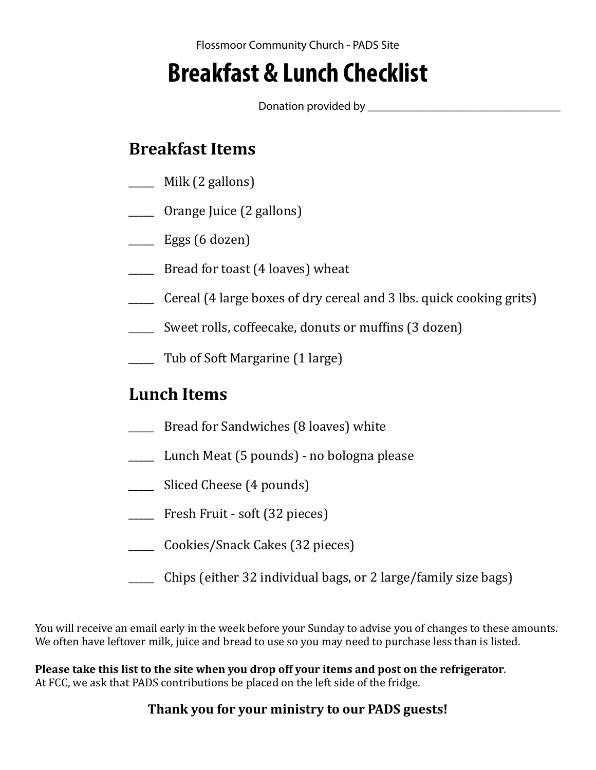Flossmoor Community Church - PADS Site

# Breakfast & Lunch Checklist

Donation provided by ___________________________________

## Breakfast Items

_____ Milk (2 gallons)

_____ Orange Juice (2 gallons)

_____ Eggs (6 dozen)

_____ Bread for toast (4 loaves) wheat

_____ Cereal (4 large boxes of dry cereal and 3 lbs. quick cooking grits)

_____ Sweet rolls, coffeecake, donuts or muffins (3 dozen)

_____ Tub of Soft Margarine (1 large)

## Lunch Items

_____ Bread for Sandwiches (8 loaves) white

_____ Lunch Meat (5 pounds) - no bologna please

_____ Sliced Cheese (4 pounds)

_____ Fresh Fruit - soft (32 pieces)

_____ Cookies/Snack Cakes (32 pieces)

_____ Chips (either 32 individual bags, or 2 large/family size bags)

You will receive an email early in the week before your Sunday to advise you of changes to these amounts.
We often have leftover milk, juice and bread to use so you may need to purchase less than is listed.

**Please take this list to the site when you drop off your items and post on the refrigerator**.
At FCC, we ask that PADS contributions be placed on the left side of the fridge.

**Thank you for your ministry to our PADS guests!**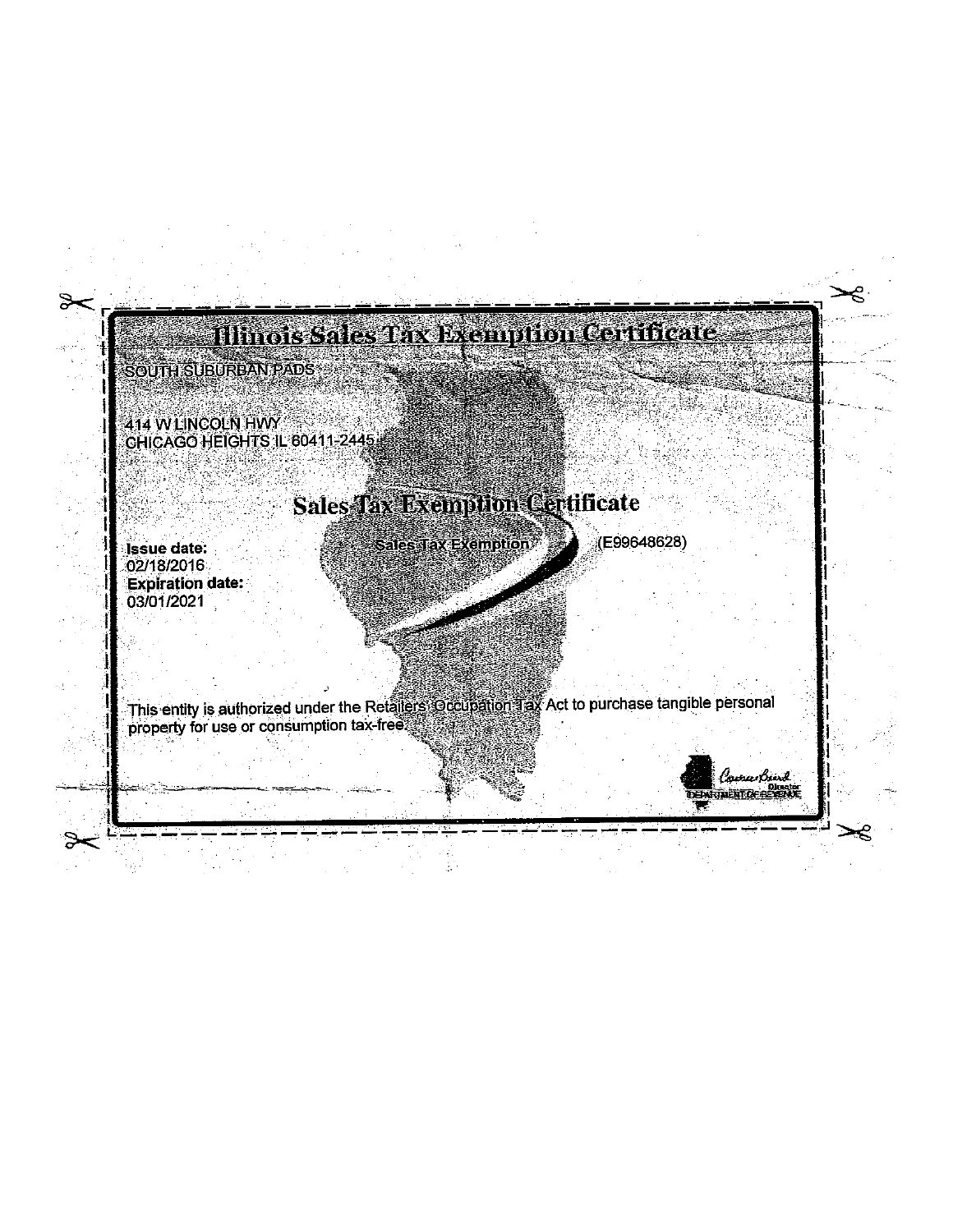# Illinois Sales Tax Exemption Certificate

SOUTH SUBURBAN PADS

414 W LINCOLN HWY
CHICAGO HEIGHTS IL 60411-2445

## Sales Tax Exemption Certificate

**Issue date:**
02/18/2016
**Expiration date:**
03/01/2021

Sales Tax Exemption (E99648628)

This entity is authorized under the Retailers' Occupation Tax Act to purchase tangible personal property for use or consumption tax-free.

Director
DEPARTMENT OF REVENUE